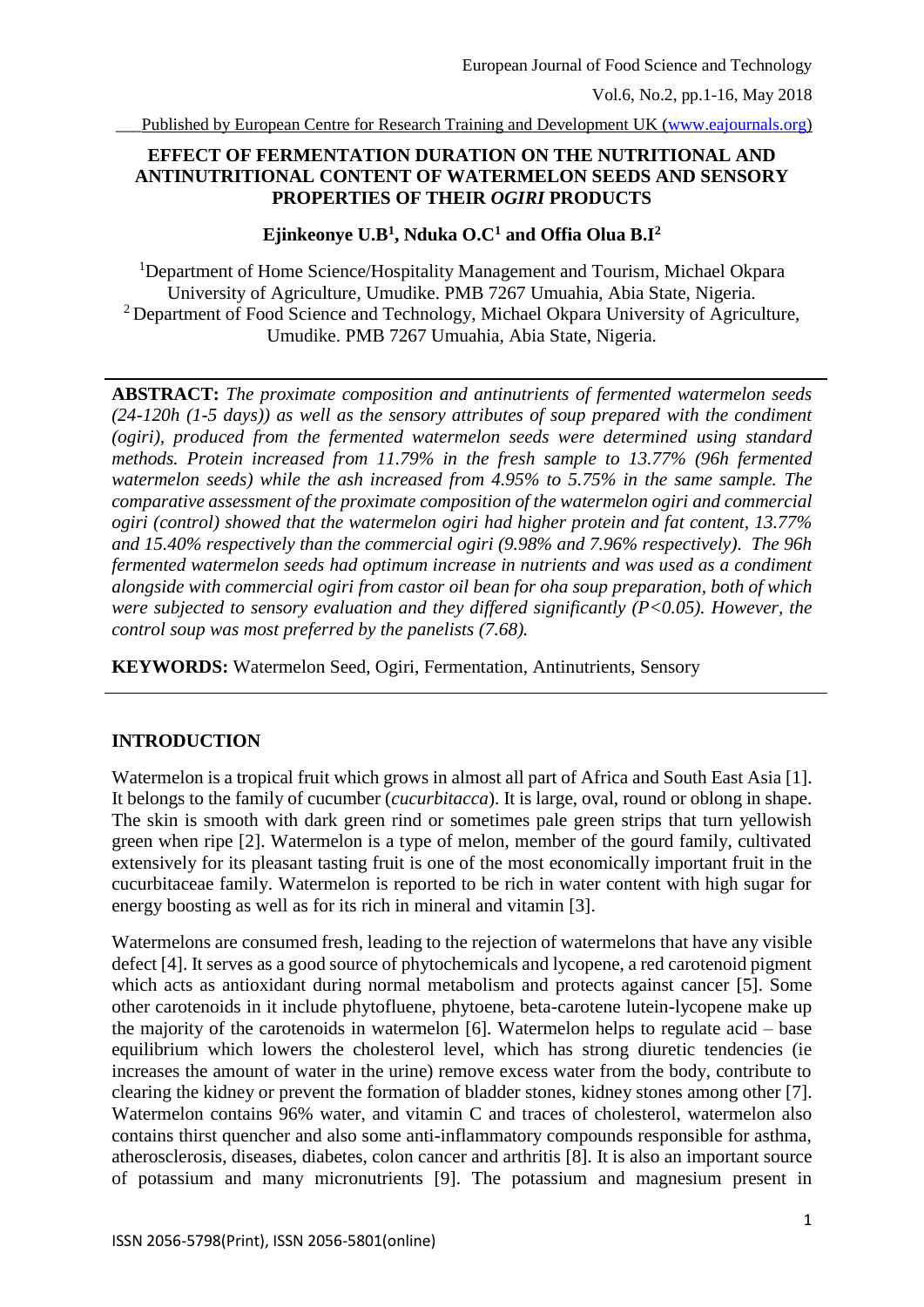# EFFECT OF FERMENTATION DURATION ON THE NUTRITIONAL AND ANTINUTRITIONAL CONTENT OF WATERMELON SEEDS AND SENSORY PROPERTIES OF THEIR *OGIRI* PRODUCTS

**Ejinkeonye U.B[1], Nduka O.C[1] and Offia Olua B.I[2]**

[1]Department of Home Science/Hospitality Management and Tourism, Michael Okpara University of Agriculture, Umudike. PMB 7267 Umuahia, Abia State, Nigeria.
[2] Department of Food Science and Technology, Michael Okpara University of Agriculture, Umudike. PMB 7267 Umuahia, Abia State, Nigeria.

**ABSTRACT:** *The proximate composition and antinutrients of fermented watermelon seeds (24-120h (1-5 days)) as well as the sensory attributes of soup prepared with the condiment (ogiri), produced from the fermented watermelon seeds were determined using standard methods. Protein increased from 11.79% in the fresh sample to 13.77% (96h fermented watermelon seeds) while the ash increased from 4.95% to 5.75% in the same sample. The comparative assessment of the proximate composition of the watermelon ogiri and commercial ogiri (control) showed that the watermelon ogiri had higher protein and fat content, 13.77% and 15.40% respectively than the commercial ogiri (9.98% and 7.96% respectively). The 96h fermented watermelon seeds had optimum increase in nutrients and was used as a condiment alongside with commercial ogiri from castor oil bean for oha soup preparation, both of which were subjected to sensory evaluation and they differed significantly (P<0.05). However, the control soup was most preferred by the panelists (7.68).*

**KEYWORDS:** Watermelon Seed, Ogiri, Fermentation, Antinutrients, Sensory

## INTRODUCTION

Watermelon is a tropical fruit which grows in almost all part of Africa and South East Asia [1]. It belongs to the family of cucumber (*cucurbitacca*). It is large, oval, round or oblong in shape. The skin is smooth with dark green rind or sometimes pale green strips that turn yellowish green when ripe [2]. Watermelon is a type of melon, member of the gourd family, cultivated extensively for its pleasant tasting fruit is one of the most economically important fruit in the cucurbitaceae family. Watermelon is reported to be rich in water content with high sugar for energy boosting as well as for its rich in mineral and vitamin [3].

Watermelons are consumed fresh, leading to the rejection of watermelons that have any visible defect [4]. It serves as a good source of phytochemicals and lycopene, a red carotenoid pigment which acts as antioxidant during normal metabolism and protects against cancer [5]. Some other carotenoids in it include phytofluene, phytoene, beta-carotene lutein-lycopene make up the majority of the carotenoids in watermelon [6]. Watermelon helps to regulate acid – base equilibrium which lowers the cholesterol level, which has strong diuretic tendencies (ie increases the amount of water in the urine) remove excess water from the body, contribute to clearing the kidney or prevent the formation of bladder stones, kidney stones among other [7]. Watermelon contains 96% water, and vitamin C and traces of cholesterol, watermelon also contains thirst quencher and also some anti-inflammatory compounds responsible for asthma, atherosclerosis, diseases, diabetes, colon cancer and arthritis [8]. It is also an important source of potassium and many micronutrients [9]. The potassium and magnesium present in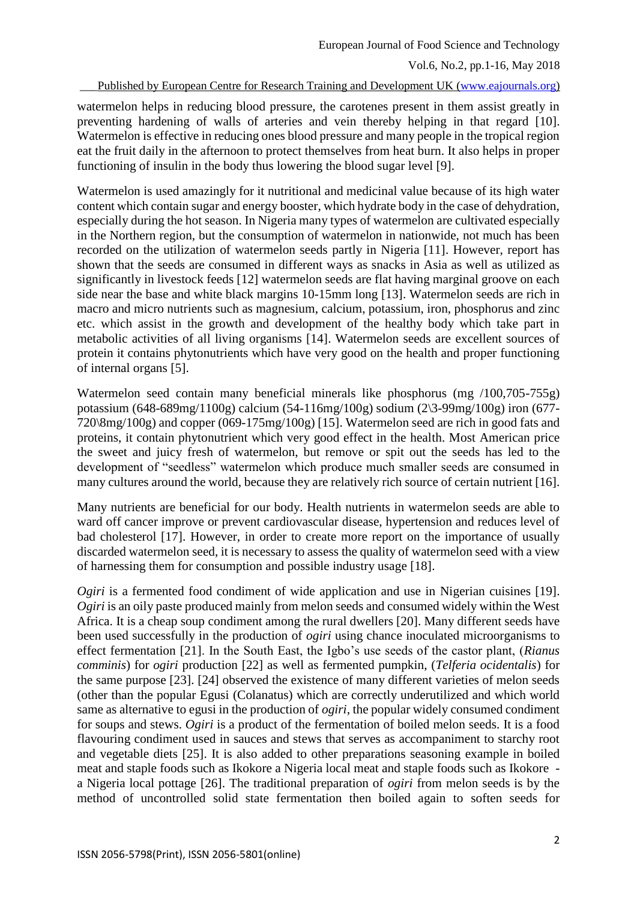watermelon helps in reducing blood pressure, the carotenes present in them assist greatly in preventing hardening of walls of arteries and vein thereby helping in that regard [10]. Watermelon is effective in reducing ones blood pressure and many people in the tropical region eat the fruit daily in the afternoon to protect themselves from heat burn. It also helps in proper functioning of insulin in the body thus lowering the blood sugar level [9].

Watermelon is used amazingly for it nutritional and medicinal value because of its high water content which contain sugar and energy booster, which hydrate body in the case of dehydration, especially during the hot season. In Nigeria many types of watermelon are cultivated especially in the Northern region, but the consumption of watermelon in nationwide, not much has been recorded on the utilization of watermelon seeds partly in Nigeria [11]. However, report has shown that the seeds are consumed in different ways as snacks in Asia as well as utilized as significantly in livestock feeds [12] watermelon seeds are flat having marginal groove on each side near the base and white black margins 10-15mm long [13]. Watermelon seeds are rich in macro and micro nutrients such as magnesium, calcium, potassium, iron, phosphorus and zinc etc. which assist in the growth and development of the healthy body which take part in metabolic activities of all living organisms [14]. Watermelon seeds are excellent sources of protein it contains phytonutrients which have very good on the health and proper functioning of internal organs [5].

Watermelon seed contain many beneficial minerals like phosphorus (mg /100,705-755g) potassium (648-689mg/1100g) calcium (54-116mg/100g) sodium (2\3-99mg/100g) iron (677-720\8mg/100g) and copper (069-175mg/100g) [15]. Watermelon seed are rich in good fats and proteins, it contain phytonutrient which very good effect in the health. Most American price the sweet and juicy fresh of watermelon, but remove or spit out the seeds has led to the development of "seedless" watermelon which produce much smaller seeds are consumed in many cultures around the world, because they are relatively rich source of certain nutrient [16].

Many nutrients are beneficial for our body. Health nutrients in watermelon seeds are able to ward off cancer improve or prevent cardiovascular disease, hypertension and reduces level of bad cholesterol [17]. However, in order to create more report on the importance of usually discarded watermelon seed, it is necessary to assess the quality of watermelon seed with a view of harnessing them for consumption and possible industry usage [18].

*Ogiri* is a fermented food condiment of wide application and use in Nigerian cuisines [19]. *Ogiri* is an oily paste produced mainly from melon seeds and consumed widely within the West Africa. It is a cheap soup condiment among the rural dwellers [20]. Many different seeds have been used successfully in the production of *ogiri* using chance inoculated microorganisms to effect fermentation [21]. In the South East, the Igbo's use seeds of the castor plant, (*Rianus comminis*) for *ogiri* production [22] as well as fermented pumpkin, (*Telferia ocidentalis*) for the same purpose [23]. [24] observed the existence of many different varieties of melon seeds (other than the popular Egusi (Colanatus) which are correctly underutilized and which world same as alternative to egusi in the production of *ogiri*, the popular widely consumed condiment for soups and stews. *Ogiri* is a product of the fermentation of boiled melon seeds. It is a food flavouring condiment used in sauces and stews that serves as accompaniment to starchy root and vegetable diets [25]. It is also added to other preparations seasoning example in boiled meat and staple foods such as Ikokore a Nigeria local meat and staple foods such as Ikokore - a Nigeria local pottage [26]. The traditional preparation of *ogiri* from melon seeds is by the method of uncontrolled solid state fermentation then boiled again to soften seeds for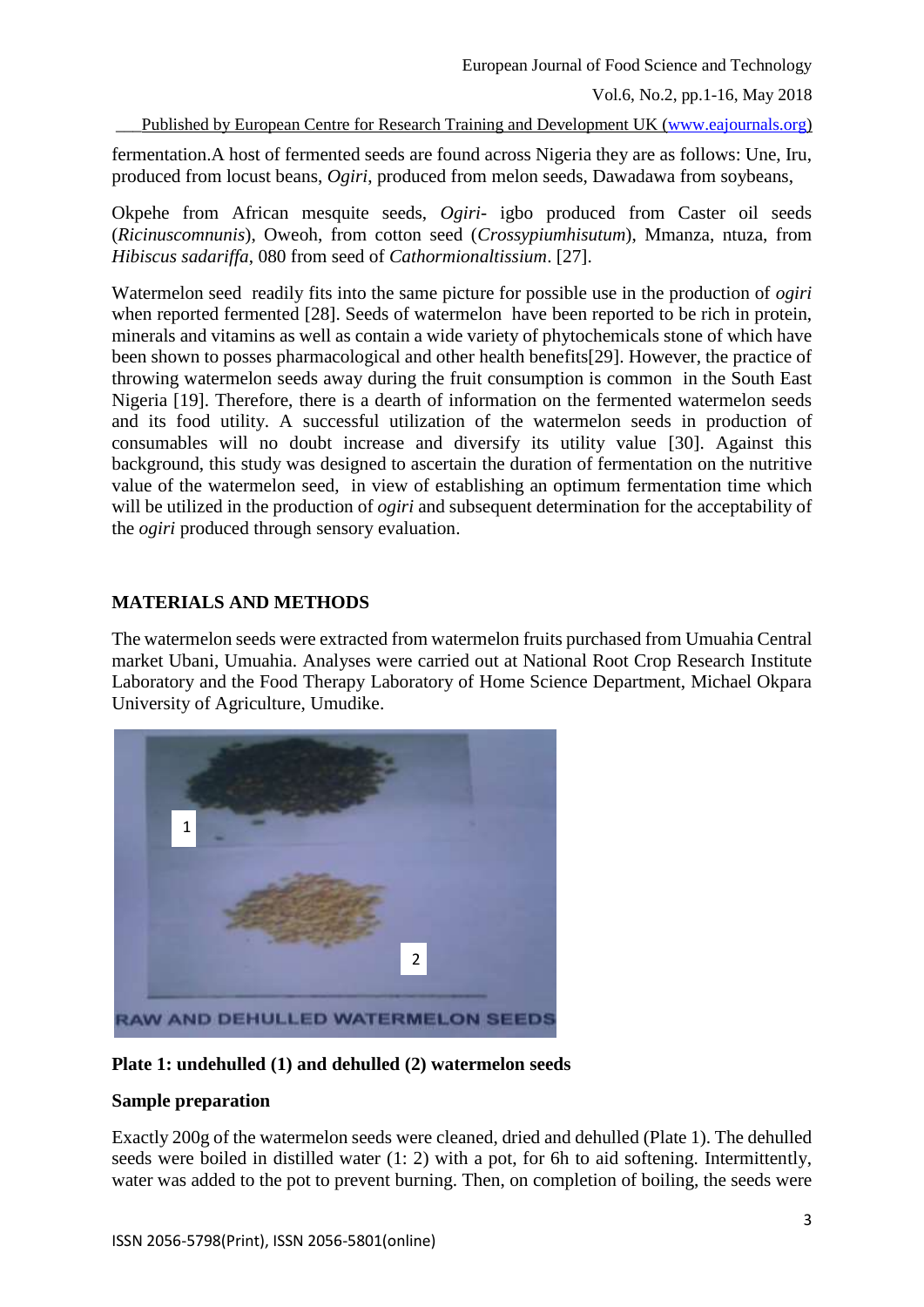fermentation.A host of fermented seeds are found across Nigeria they are as follows: Une, Iru, produced from locust beans, *Ogiri*, produced from melon seeds, Dawadawa from soybeans,

Okpehe from African mesquite seeds, *Ogiri*- igbo produced from Caster oil seeds (*Ricinuscomnunis*), Oweoh, from cotton seed (*Crossypiumhisutum*), Mmanza, ntuza, from *Hibiscus sadariffa*, 080 from seed of *Cathormionaltissium*. [27].

Watermelon seed readily fits into the same picture for possible use in the production of *ogiri* when reported fermented [28]. Seeds of watermelon have been reported to be rich in protein, minerals and vitamins as well as contain a wide variety of phytochemicals stone of which have been shown to posses pharmacological and other health benefits[29]. However, the practice of throwing watermelon seeds away during the fruit consumption is common in the South East Nigeria [19]. Therefore, there is a dearth of information on the fermented watermelon seeds and its food utility. A successful utilization of the watermelon seeds in production of consumables will no doubt increase and diversify its utility value [30]. Against this background, this study was designed to ascertain the duration of fermentation on the nutritive value of the watermelon seed, in view of establishing an optimum fermentation time which will be utilized in the production of *ogiri* and subsequent determination for the acceptability of the *ogiri* produced through sensory evaluation.

## MATERIALS AND METHODS

The watermelon seeds were extracted from watermelon fruits purchased from Umuahia Central market Ubani, Umuahia. Analyses were carried out at National Root Crop Research Institute Laboratory and the Food Therapy Laboratory of Home Science Department, Michael Okpara University of Agriculture, Umudike.

**Plate 1: undehulled (1) and dehulled (2) watermelon seeds**

### Sample preparation

Exactly 200g of the watermelon seeds were cleaned, dried and dehulled (Plate 1). The dehulled seeds were boiled in distilled water (1: 2) with a pot, for 6h to aid softening. Intermittently, water was added to the pot to prevent burning. Then, on completion of boiling, the seeds were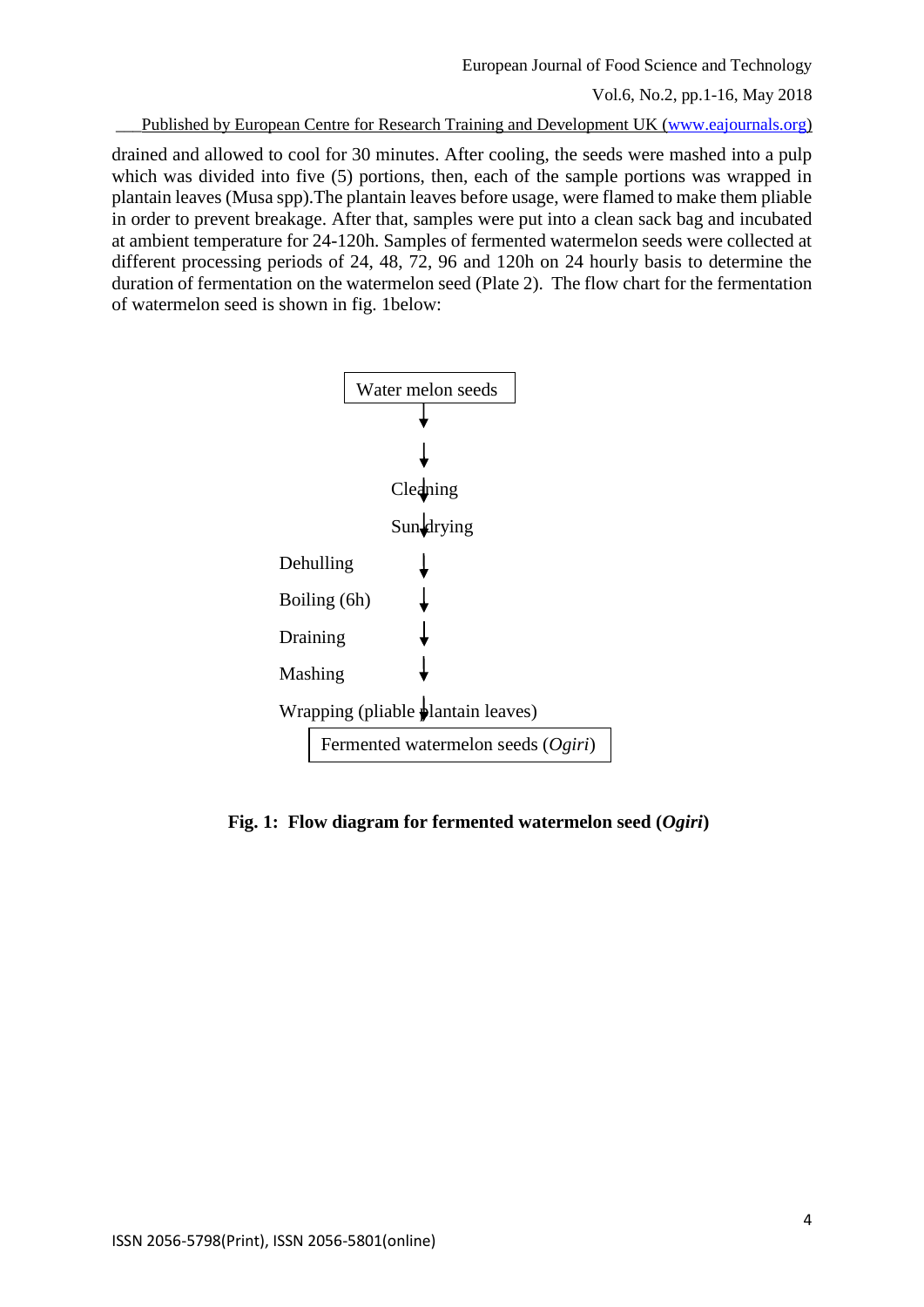drained and allowed to cool for 30 minutes. After cooling, the seeds were mashed into a pulp which was divided into five (5) portions, then, each of the sample portions was wrapped in plantain leaves (Musa spp).The plantain leaves before usage, were flamed to make them pliable in order to prevent breakage. After that, samples were put into a clean sack bag and incubated at ambient temperature for 24-120h. Samples of fermented watermelon seeds were collected at different processing periods of 24, 48, 72, 96 and 120h on 24 hourly basis to determine the duration of fermentation on the watermelon seed (Plate 2). The flow chart for the fermentation of watermelon seed is shown in fig. 1below:

```
Water melon seeds
        ↓
Cleaning
        ↓
Sun drying
        ↓
Dehulling
        ↓
Boiling (6h)
        ↓
Draining
        ↓
Mashing
        ↓
Wrapping (pliable plantain leaves)
        ↓
Fermented watermelon seeds (Ogiri)
```

**Fig. 1: Flow diagram for fermented watermelon seed (*Ogiri*)**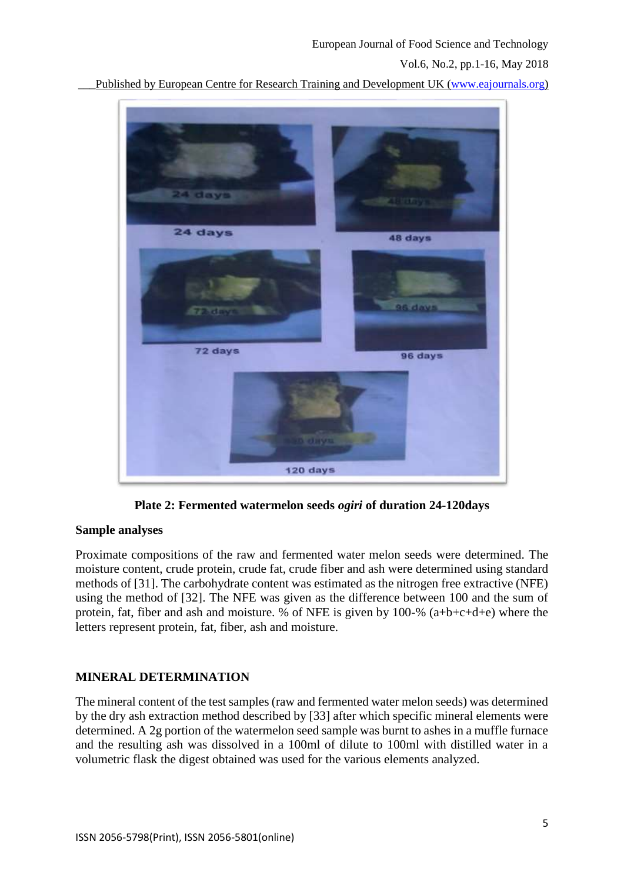**Plate 2: Fermented watermelon seeds *ogiri* of duration 24-120days**

**Sample analyses**

Proximate compositions of the raw and fermented water melon seeds were determined. The moisture content, crude protein, crude fat, crude fiber and ash were determined using standard methods of [31]. The carbohydrate content was estimated as the nitrogen free extractive (NFE) using the method of [32]. The NFE was given as the difference between 100 and the sum of protein, fat, fiber and ash and moisture. % of NFE is given by 100-% (a+b+c+d+e) where the letters represent protein, fat, fiber, ash and moisture.

## MINERAL DETERMINATION

The mineral content of the test samples (raw and fermented water melon seeds) was determined by the dry ash extraction method described by [33] after which specific mineral elements were determined. A 2g portion of the watermelon seed sample was burnt to ashes in a muffle furnace and the resulting ash was dissolved in a 100ml of dilute to 100ml with distilled water in a volumetric flask the digest obtained was used for the various elements analyzed.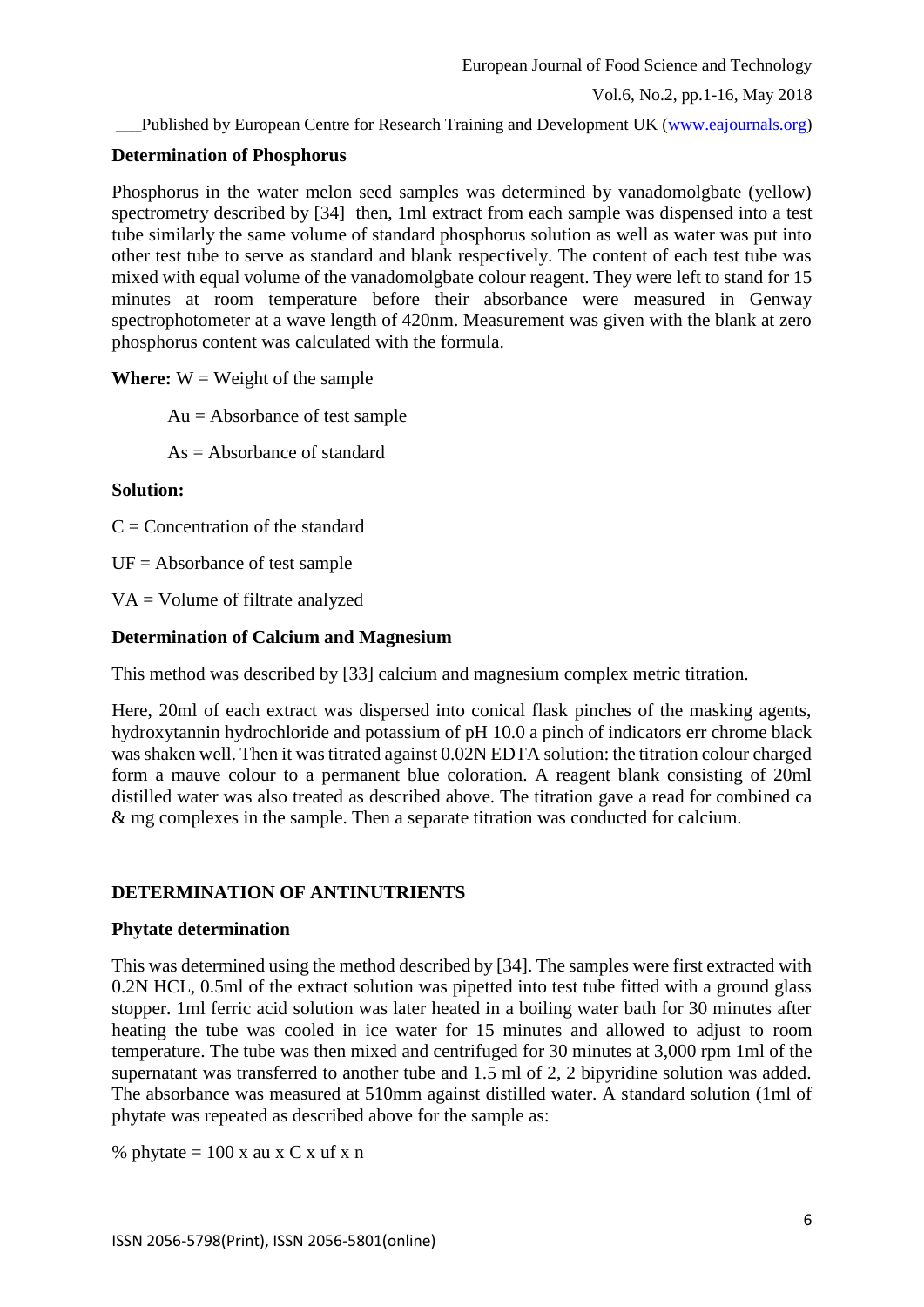**Determination of Phosphorus**

Phosphorus in the water melon seed samples was determined by vanadomolgbate (yellow) spectrometry described by [34] then, 1ml extract from each sample was dispensed into a test tube similarly the same volume of standard phosphorus solution as well as water was put into other test tube to serve as standard and blank respectively. The content of each test tube was mixed with equal volume of the vanadomolgbate colour reagent. They were left to stand for 15 minutes at room temperature before their absorbance were measured in Genway spectrophotometer at a wave length of 420nm. Measurement was given with the blank at zero phosphorus content was calculated with the formula.

**Where:** W = Weight of the sample

Au = Absorbance of test sample

As = Absorbance of standard

**Solution:**

C = Concentration of the standard

UF = Absorbance of test sample

VA = Volume of filtrate analyzed

**Determination of Calcium and Magnesium**

This method was described by [33] calcium and magnesium complex metric titration.

Here, 20ml of each extract was dispersed into conical flask pinches of the masking agents, hydroxytannin hydrochloride and potassium of pH 10.0 a pinch of indicators err chrome black was shaken well. Then it was titrated against 0.02N EDTA solution: the titration colour charged form a mauve colour to a permanent blue coloration. A reagent blank consisting of 20ml distilled water was also treated as described above. The titration gave a read for combined ca & mg complexes in the sample. Then a separate titration was conducted for calcium.

## DETERMINATION OF ANTINUTRIENTS

**Phytate determination**

This was determined using the method described by [34]. The samples were first extracted with 0.2N HCL, 0.5ml of the extract solution was pipetted into test tube fitted with a ground glass stopper. 1ml ferric acid solution was later heated in a boiling water bath for 30 minutes after heating the tube was cooled in ice water for 15 minutes and allowed to adjust to room temperature. The tube was then mixed and centrifuged for 30 minutes at 3,000 rpm 1ml of the supernatant was transferred to another tube and 1.5 ml of 2, 2 bipyridine solution was added. The absorbance was measured at 510mm against distilled water. A standard solution (1ml of phytate was repeated as described above for the sample as:

% phytate = <u>100</u> x <u>au</u> x C x <u>uf</u> x n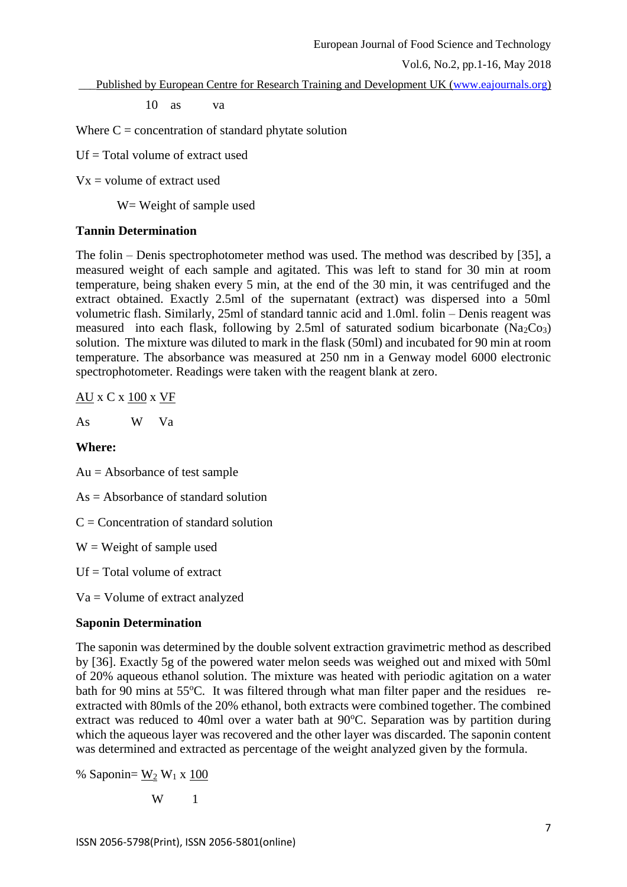10 as va

Where C = concentration of standard phytate solution

Uf = Total volume of extract used

Vx = volume of extract used

W= Weight of sample used

**Tannin Determination**

The folin – Denis spectrophotometer method was used. The method was described by [35], a measured weight of each sample and agitated. This was left to stand for 30 min at room temperature, being shaken every 5 min, at the end of the 30 min, it was centrifuged and the extract obtained. Exactly 2.5ml of the supernatant (extract) was dispersed into a 50ml volumetric flash. Similarly, 25ml of standard tannic acid and 1.0ml. folin – Denis reagent was measured into each flask, following by 2.5ml of saturated sodium bicarbonate ($Na_2Co_3$) solution. The mixture was diluted to mark in the flask (50ml) and incubated for 90 min at room temperature. The absorbance was measured at 250 nm in a Genway model 6000 electronic spectrophotometer. Readings were taken with the reagent blank at zero.

$$\frac{AU}{As} \times C \times \frac{100}{W} \times \frac{VF}{Va}$$

**Where:**

Au = Absorbance of test sample

As = Absorbance of standard solution

C = Concentration of standard solution

W = Weight of sample used

Uf = Total volume of extract

Va = Volume of extract analyzed

**Saponin Determination**

The saponin was determined by the double solvent extraction gravimetric method as described by [36]. Exactly 5g of the powered water melon seeds was weighed out and mixed with 50ml of 20% aqueous ethanol solution. The mixture was heated with periodic agitation on a water bath for 90 mins at 55°C. It was filtered through what man filter paper and the residues re-extracted with 80mls of the 20% ethanol, both extracts were combined together. The combined extract was reduced to 40ml over a water bath at 90°C. Separation was by partition during which the aqueous layer was recovered and the other layer was discarded. The saponin content was determined and extracted as percentage of the weight analyzed given by the formula.

$$\% \text{ Saponin} = \frac{W_2}{W} W_1 \times \frac{100}{1}$$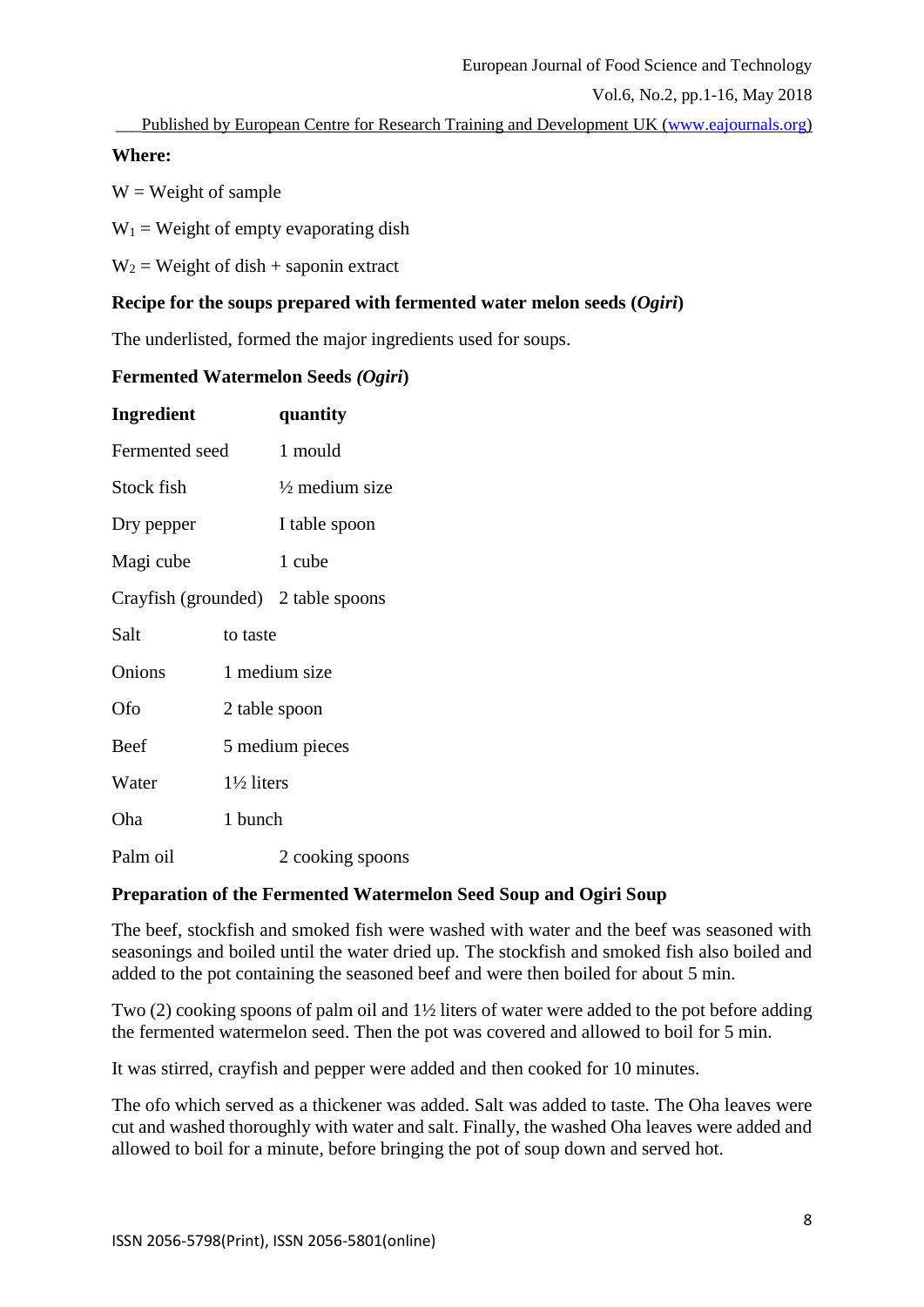**Where:**

W = Weight of sample

$W_1$ = Weight of empty evaporating dish

$W_2$ = Weight of dish + saponin extract

**Recipe for the soups prepared with fermented water melon seeds (*Ogiri*)**

The underlisted, formed the major ingredients used for soups.

**Fermented Watermelon Seeds *(Ogiri*)**

| **Ingredient** | **quantity** |
|---|---|
| Fermented seed | 1 mould |
| Stock fish | ½ medium size |
| Dry pepper | I table spoon |
| Magi cube | 1 cube |
| Crayfish (grounded) | 2 table spoons |
| Salt | to taste |
| Onions | 1 medium size |
| Ofo | 2 table spoon |
| Beef | 5 medium pieces |
| Water | 1½ liters |
| Oha | 1 bunch |
| Palm oil | 2 cooking spoons |

**Preparation of the Fermented Watermelon Seed Soup and Ogiri Soup**

The beef, stockfish and smoked fish were washed with water and the beef was seasoned with seasonings and boiled until the water dried up. The stockfish and smoked fish also boiled and added to the pot containing the seasoned beef and were then boiled for about 5 min.

Two (2) cooking spoons of palm oil and 1½ liters of water were added to the pot before adding the fermented watermelon seed. Then the pot was covered and allowed to boil for 5 min.

It was stirred, crayfish and pepper were added and then cooked for 10 minutes.

The ofo which served as a thickener was added. Salt was added to taste. The Oha leaves were cut and washed thoroughly with water and salt. Finally, the washed Oha leaves were added and allowed to boil for a minute, before bringing the pot of soup down and served hot.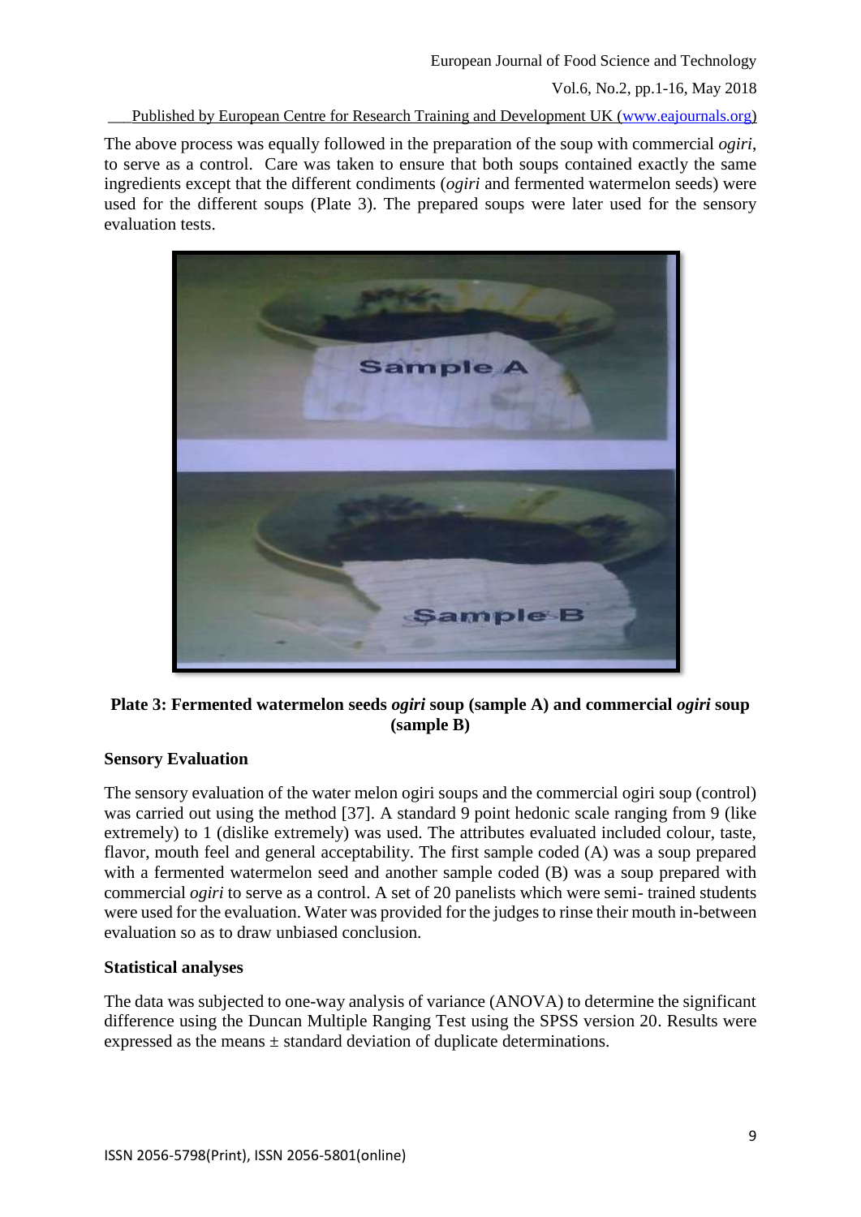The above process was equally followed in the preparation of the soup with commercial *ogiri*, to serve as a control. Care was taken to ensure that both soups contained exactly the same ingredients except that the different condiments (*ogiri* and fermented watermelon seeds) were used for the different soups (Plate 3). The prepared soups were later used for the sensory evaluation tests.

**Plate 3: Fermented watermelon seeds *ogiri* soup (sample A) and commercial *ogiri* soup (sample B)**

**Sensory Evaluation**

The sensory evaluation of the water melon ogiri soups and the commercial ogiri soup (control) was carried out using the method [37]. A standard 9 point hedonic scale ranging from 9 (like extremely) to 1 (dislike extremely) was used. The attributes evaluated included colour, taste, flavor, mouth feel and general acceptability. The first sample coded (A) was a soup prepared with a fermented watermelon seed and another sample coded (B) was a soup prepared with commercial *ogiri* to serve as a control. A set of 20 panelists which were semi- trained students were used for the evaluation. Water was provided for the judges to rinse their mouth in-between evaluation so as to draw unbiased conclusion.

**Statistical analyses**

The data was subjected to one-way analysis of variance (ANOVA) to determine the significant difference using the Duncan Multiple Ranging Test using the SPSS version 20. Results were expressed as the means ± standard deviation of duplicate determinations.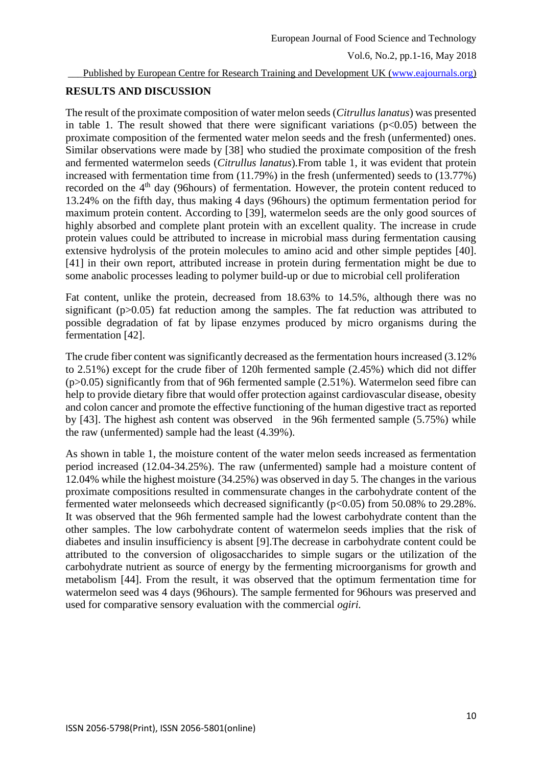## RESULTS AND DISCUSSION

The result of the proximate composition of water melon seeds (*Citrullus lanatus*) was presented in table 1. The result showed that there were significant variations ($p<0.05$) between the proximate composition of the fermented water melon seeds and the fresh (unfermented) ones. Similar observations were made by [38] who studied the proximate composition of the fresh and fermented watermelon seeds (*Citrullus lanatus*).From table 1, it was evident that protein increased with fermentation time from (11.79%) in the fresh (unfermented) seeds to (13.77%) recorded on the 4th day (96hours) of fermentation. However, the protein content reduced to 13.24% on the fifth day, thus making 4 days (96hours) the optimum fermentation period for maximum protein content. According to [39], watermelon seeds are the only good sources of highly absorbed and complete plant protein with an excellent quality. The increase in crude protein values could be attributed to increase in microbial mass during fermentation causing extensive hydrolysis of the protein molecules to amino acid and other simple peptides [40]. [41] in their own report, attributed increase in protein during fermentation might be due to some anabolic processes leading to polymer build-up or due to microbial cell proliferation

Fat content, unlike the protein, decreased from 18.63% to 14.5%, although there was no significant ($p>0.05$) fat reduction among the samples. The fat reduction was attributed to possible degradation of fat by lipase enzymes produced by micro organisms during the fermentation [42].

The crude fiber content was significantly decreased as the fermentation hours increased (3.12% to 2.51%) except for the crude fiber of 120h fermented sample (2.45%) which did not differ ($p>0.05$) significantly from that of 96h fermented sample (2.51%). Watermelon seed fibre can help to provide dietary fibre that would offer protection against cardiovascular disease, obesity and colon cancer and promote the effective functioning of the human digestive tract as reported by [43]. The highest ash content was observed in the 96h fermented sample (5.75%) while the raw (unfermented) sample had the least (4.39%).

As shown in table 1, the moisture content of the water melon seeds increased as fermentation period increased (12.04-34.25%). The raw (unfermented) sample had a moisture content of 12.04% while the highest moisture (34.25%) was observed in day 5. The changes in the various proximate compositions resulted in commensurate changes in the carbohydrate content of the fermented water melonseeds which decreased significantly ($p<0.05$) from 50.08% to 29.28%. It was observed that the 96h fermented sample had the lowest carbohydrate content than the other samples. The low carbohydrate content of watermelon seeds implies that the risk of diabetes and insulin insufficiency is absent [9].The decrease in carbohydrate content could be attributed to the conversion of oligosaccharides to simple sugars or the utilization of the carbohydrate nutrient as source of energy by the fermenting microorganisms for growth and metabolism [44]. From the result, it was observed that the optimum fermentation time for watermelon seed was 4 days (96hours). The sample fermented for 96hours was preserved and used for comparative sensory evaluation with the commercial *ogiri.*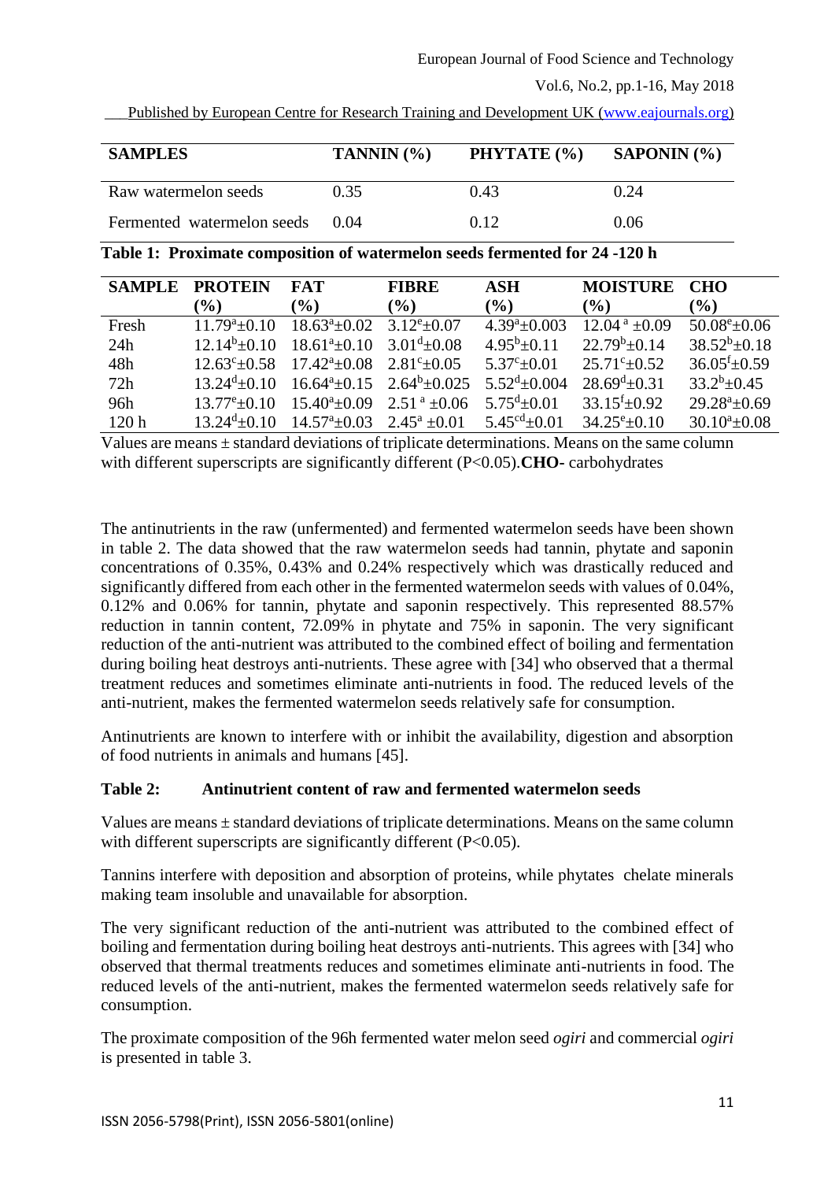| SAMPLES | TANNIN (%) | PHYTATE (%) | SAPONIN (%) |
|---|---|---|---|
| Raw watermelon seeds | 0.35 | 0.43 | 0.24 |
| Fermented watermelon seeds | 0.04 | 0.12 | 0.06 |

**Table 1: Proximate composition of watermelon seeds fermented for 24 -120 h**

| SAMPLE | PROTEIN (%) | FAT (%) | FIBRE (%) | ASH (%) | MOISTURE (%) | CHO (%) |
|---|---|---|---|---|---|---|
| Fresh | $11.79^a$±0.10 | $18.63^a$±0.02 | $3.12^e$±0.07 | $4.39^a$±0.003 | $12.04^a$ ±0.09 | $50.08^e$±0.06 |
| 24h | $12.14^b$±0.10 | $18.61^a$±0.10 | $3.01^d$±0.08 | $4.95^b$±0.11 | $22.79^b$±0.14 | $38.52^b$±0.18 |
| 48h | $12.63^c$±0.58 | $17.42^a$±0.08 | $2.81^c$±0.05 | $5.37^c$±0.01 | $25.71^c$±0.52 | $36.05^f$±0.59 |
| 72h | $13.24^d$±0.10 | $16.64^a$±0.15 | $2.64^b$±0.025 | $5.52^d$±0.004 | $28.69^d$±0.31 | $33.2^b$±0.45 |
| 96h | $13.77^e$±0.10 | $15.40^a$±0.09 | $2.51^a$ ±0.06 | $5.75^d$±0.01 | $33.15^f$±0.92 | $29.28^a$±0.69 |
| 120 h | $13.24^d$±0.10 | $14.57^a$±0.03 | $2.45^a$ ±0.01 | $5.45^{cd}$±0.01 | $34.25^e$±0.10 | $30.10^a$±0.08 |

Values are means ± standard deviations of triplicate determinations. Means on the same column with different superscripts are significantly different (P<0.05).**CHO-** carbohydrates

The antinutrients in the raw (unfermented) and fermented watermelon seeds have been shown in table 2. The data showed that the raw watermelon seeds had tannin, phytate and saponin concentrations of 0.35%, 0.43% and 0.24% respectively which was drastically reduced and significantly differed from each other in the fermented watermelon seeds with values of 0.04%, 0.12% and 0.06% for tannin, phytate and saponin respectively. This represented 88.57% reduction in tannin content, 72.09% in phytate and 75% in saponin. The very significant reduction of the anti-nutrient was attributed to the combined effect of boiling and fermentation during boiling heat destroys anti-nutrients. These agree with [34] who observed that a thermal treatment reduces and sometimes eliminate anti-nutrients in food. The reduced levels of the anti-nutrient, makes the fermented watermelon seeds relatively safe for consumption.

Antinutrients are known to interfere with or inhibit the availability, digestion and absorption of food nutrients in animals and humans [45].

**Table 2: Antinutrient content of raw and fermented watermelon seeds**

Values are means ± standard deviations of triplicate determinations. Means on the same column with different superscripts are significantly different (P<0.05).

Tannins interfere with deposition and absorption of proteins, while phytates chelate minerals making team insoluble and unavailable for absorption.

The very significant reduction of the anti-nutrient was attributed to the combined effect of boiling and fermentation during boiling heat destroys anti-nutrients. This agrees with [34] who observed that thermal treatments reduces and sometimes eliminate anti-nutrients in food. The reduced levels of the anti-nutrient, makes the fermented watermelon seeds relatively safe for consumption.

The proximate composition of the 96h fermented water melon seed *ogiri* and commercial *ogiri* is presented in table 3.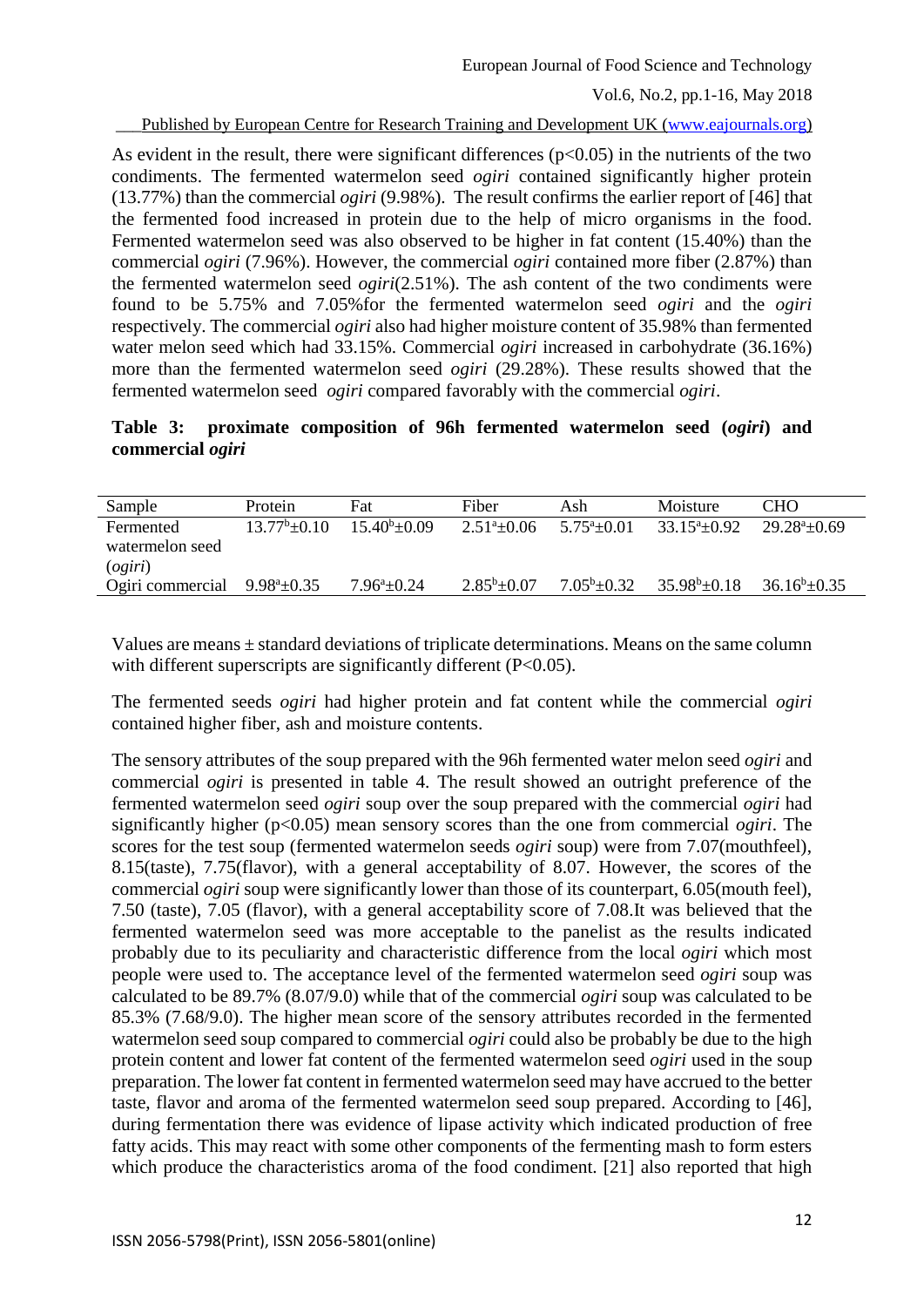As evident in the result, there were significant differences ($p<0.05$) in the nutrients of the two condiments. The fermented watermelon seed *ogiri* contained significantly higher protein (13.77%) than the commercial *ogiri* (9.98%). The result confirms the earlier report of [46] that the fermented food increased in protein due to the help of micro organisms in the food. Fermented watermelon seed was also observed to be higher in fat content (15.40%) than the commercial *ogiri* (7.96%). However, the commercial *ogiri* contained more fiber (2.87%) than the fermented watermelon seed *ogiri*(2.51%). The ash content of the two condiments were found to be 5.75% and 7.05%for the fermented watermelon seed *ogiri* and the *ogiri* respectively. The commercial *ogiri* also had higher moisture content of 35.98% than fermented water melon seed which had 33.15%. Commercial *ogiri* increased in carbohydrate (36.16%) more than the fermented watermelon seed *ogiri* (29.28%). These results showed that the fermented watermelon seed *ogiri* compared favorably with the commercial *ogiri*.

**Table 3: proximate composition of 96h fermented watermelon seed (*ogiri*) and commercial *ogiri***

| Sample | Protein | Fat | Fiber | Ash | Moisture | CHO |
|---|---|---|---|---|---|---|
| Fermented watermelon seed (*ogiri*) | $13.77^{b}\pm0.10$ | $15.40^{b}\pm0.09$ | $2.51^{a}\pm0.06$ | $5.75^{a}\pm0.01$ | $33.15^{a}\pm0.92$ | $29.28^{a}\pm0.69$ |
| Ogiri commercial | $9.98^{a}\pm0.35$ | $7.96^{a}\pm0.24$ | $2.85^{b}\pm0.07$ | $7.05^{b}\pm0.32$ | $35.98^{b}\pm0.18$ | $36.16^{b}\pm0.35$ |

Values are means ± standard deviations of triplicate determinations. Means on the same column with different superscripts are significantly different ($P<0.05$).

The fermented seeds *ogiri* had higher protein and fat content while the commercial *ogiri* contained higher fiber, ash and moisture contents.

The sensory attributes of the soup prepared with the 96h fermented water melon seed *ogiri* and commercial *ogiri* is presented in table 4. The result showed an outright preference of the fermented watermelon seed *ogiri* soup over the soup prepared with the commercial *ogiri* had significantly higher ($p<0.05$) mean sensory scores than the one from commercial *ogiri*. The scores for the test soup (fermented watermelon seeds *ogiri* soup) were from 7.07(mouthfeel), 8.15(taste), 7.75(flavor), with a general acceptability of 8.07. However, the scores of the commercial *ogiri* soup were significantly lower than those of its counterpart, 6.05(mouth feel), 7.50 (taste), 7.05 (flavor), with a general acceptability score of 7.08.It was believed that the fermented watermelon seed was more acceptable to the panelist as the results indicated probably due to its peculiarity and characteristic difference from the local *ogiri* which most people were used to. The acceptance level of the fermented watermelon seed *ogiri* soup was calculated to be 89.7% (8.07/9.0) while that of the commercial *ogiri* soup was calculated to be 85.3% (7.68/9.0). The higher mean score of the sensory attributes recorded in the fermented watermelon seed soup compared to commercial *ogiri* could also be probably be due to the high protein content and lower fat content of the fermented watermelon seed *ogiri* used in the soup preparation. The lower fat content in fermented watermelon seed may have accrued to the better taste, flavor and aroma of the fermented watermelon seed soup prepared. According to [46], during fermentation there was evidence of lipase activity which indicated production of free fatty acids. This may react with some other components of the fermenting mash to form esters which produce the characteristics aroma of the food condiment. [21] also reported that high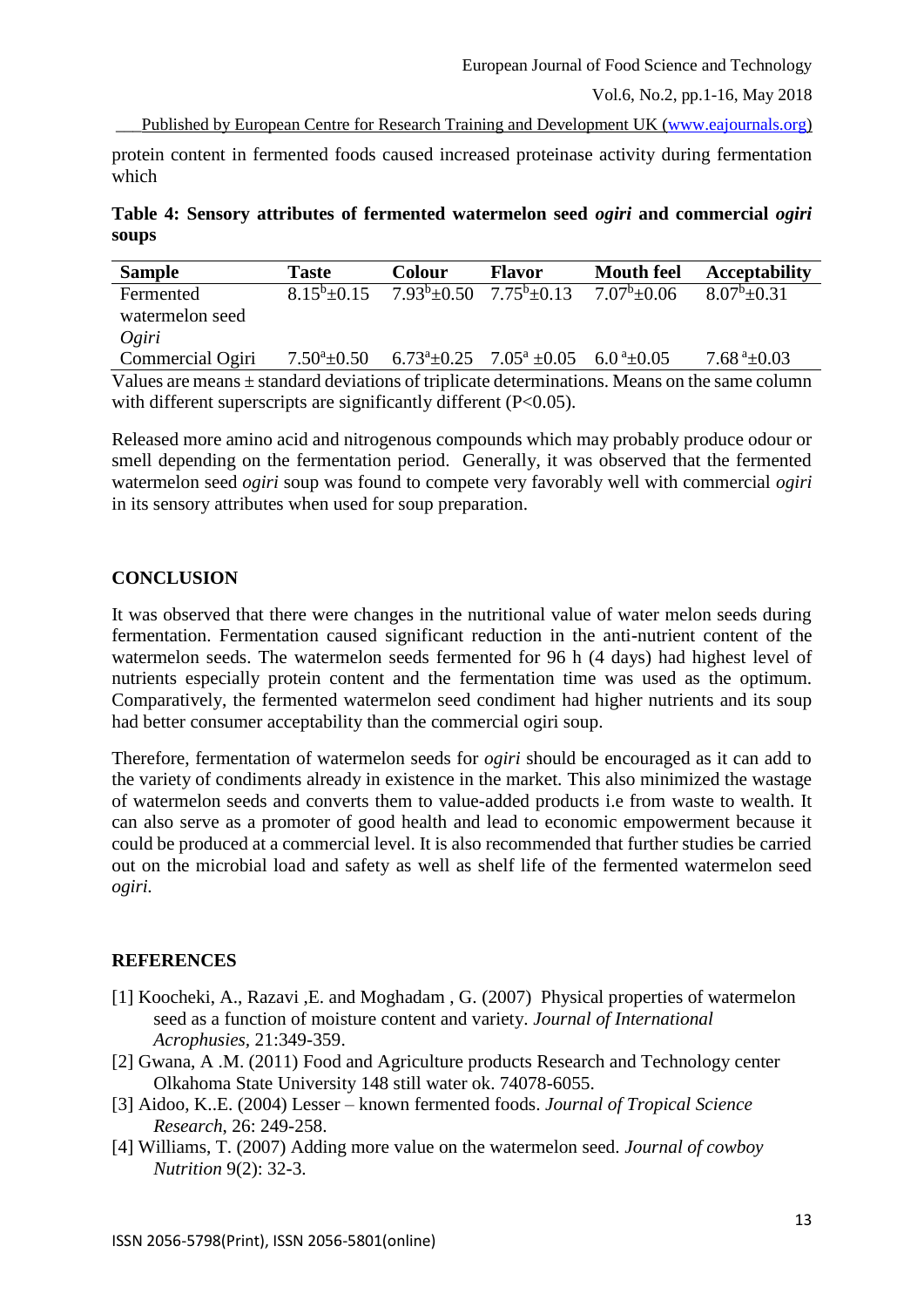protein content in fermented foods caused increased proteinase activity during fermentation which

**Table 4: Sensory attributes of fermented watermelon seed *ogiri* and commercial *ogiri* soups**

| Sample | Taste | Colour | Flavor | Mouth feel | Acceptability |
|---|---|---|---|---|---|
| Fermented watermelon seed *Ogiri* | $8.15^b$±0.15 | $7.93^b$±0.50 | $7.75^b$±0.13 | $7.07^b$±0.06 | $8.07^b$±0.31 |
| Commercial Ogiri | $7.50^a$±0.50 | $6.73^a$±0.25 | $7.05^a$ ±0.05 | $6.0^a$±0.05 | $7.68^a$±0.03 |

Values are means ± standard deviations of triplicate determinations. Means on the same column with different superscripts are significantly different (P<0.05).

Released more amino acid and nitrogenous compounds which may probably produce odour or smell depending on the fermentation period. Generally, it was observed that the fermented watermelon seed *ogiri* soup was found to compete very favorably well with commercial *ogiri* in its sensory attributes when used for soup preparation.

## CONCLUSION

It was observed that there were changes in the nutritional value of water melon seeds during fermentation. Fermentation caused significant reduction in the anti-nutrient content of the watermelon seeds. The watermelon seeds fermented for 96 h (4 days) had highest level of nutrients especially protein content and the fermentation time was used as the optimum. Comparatively, the fermented watermelon seed condiment had higher nutrients and its soup had better consumer acceptability than the commercial ogiri soup.

Therefore, fermentation of watermelon seeds for *ogiri* should be encouraged as it can add to the variety of condiments already in existence in the market. This also minimized the wastage of watermelon seeds and converts them to value-added products i.e from waste to wealth. It can also serve as a promoter of good health and lead to economic empowerment because it could be produced at a commercial level. It is also recommended that further studies be carried out on the microbial load and safety as well as shelf life of the fermented watermelon seed *ogiri.*

## REFERENCES

[1] Koocheki, A., Razavi ,E. and Moghadam , G. (2007) Physical properties of watermelon seed as a function of moisture content and variety. *Journal of International Acrophusies*, 21:349-359.

[2] Gwana, A .M. (2011) Food and Agriculture products Research and Technology center Olkahoma State University 148 still water ok. 74078-6055.

[3] Aidoo, K..E. (2004) Lesser – known fermented foods. *Journal of Tropical Science Research*, 26: 249-258.

[4] Williams, T. (2007) Adding more value on the watermelon seed. *Journal of cowboy Nutrition* 9(2): 32-3.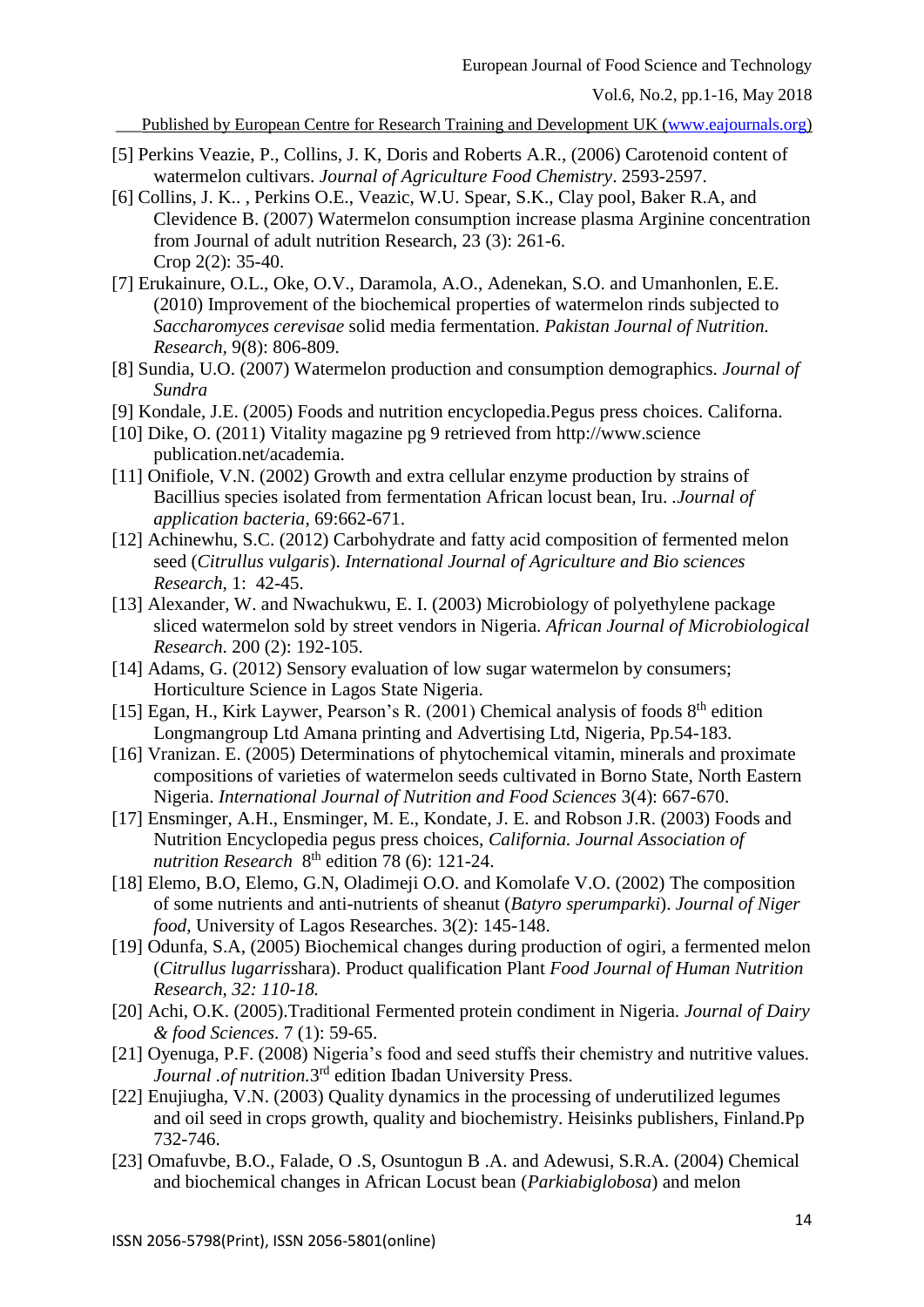[5] Perkins Veazie, P., Collins, J. K, Doris and Roberts A.R., (2006) Carotenoid content of watermelon cultivars. *Journal of Agriculture Food Chemistry*. 2593-2597.

[6] Collins, J. K.. , Perkins O.E., Veazic, W.U. Spear, S.K., Clay pool, Baker R.A, and Clevidence B. (2007) Watermelon consumption increase plasma Arginine concentration from Journal of adult nutrition Research, 23 (3): 261-6.
Crop 2(2): 35-40.

[7] Erukainure, O.L., Oke, O.V., Daramola, A.O., Adenekan, S.O. and Umanhonlen, E.E. (2010) Improvement of the biochemical properties of watermelon rinds subjected to *Saccharomyces cerevisae* solid media fermentation. *Pakistan Journal of Nutrition. Research*, 9(8): 806-809.

[8] Sundia, U.O. (2007) Watermelon production and consumption demographics. *Journal of Sundra*

[9] Kondale, J.E. (2005) Foods and nutrition encyclopedia.Pegus press choices. Californa.

[10] Dike, O. (2011) Vitality magazine pg 9 retrieved from http://www.science publication.net/academia.

[11] Onifiole, V.N. (2002) Growth and extra cellular enzyme production by strains of Bacillius species isolated from fermentation African locust bean, Iru. *.Journal of application bacteria*, 69:662-671.

[12] Achinewhu, S.C. (2012) Carbohydrate and fatty acid composition of fermented melon seed (*Citrullus vulgaris*). *International Journal of Agriculture and Bio sciences Research*, 1: 42-45.

[13] Alexander, W. and Nwachukwu, E. I. (2003) Microbiology of polyethylene package sliced watermelon sold by street vendors in Nigeria. *African Journal of Microbiological Research*. 200 (2): 192-105.

[14] Adams, G. (2012) Sensory evaluation of low sugar watermelon by consumers; Horticulture Science in Lagos State Nigeria.

[15] Egan, H., Kirk Laywer, Pearson's R. (2001) Chemical analysis of foods 8th edition Longmangroup Ltd Amana printing and Advertising Ltd, Nigeria, Pp.54-183.

[16] Vranizan. E. (2005) Determinations of phytochemical vitamin, minerals and proximate compositions of varieties of watermelon seeds cultivated in Borno State, North Eastern Nigeria. *International Journal of Nutrition and Food Sciences* 3(4): 667-670.

[17] Ensminger, A.H., Ensminger, M. E., Kondate, J. E. and Robson J.R. (2003) Foods and Nutrition Encyclopedia pegus press choices, *California. Journal Association of nutrition Research* 8th edition 78 (6): 121-24.

[18] Elemo, B.O, Elemo, G.N, Oladimeji O.O. and Komolafe V.O. (2002) The composition of some nutrients and anti-nutrients of sheanut (*Batyro sperumparki*). *Journal of Niger food*, University of Lagos Researches. 3(2): 145-148.

[19] Odunfa, S.A, (2005) Biochemical changes during production of ogiri, a fermented melon (*Citrullus lugarris*shara). Product qualification Plant *Food Journal of Human Nutrition Research, 32: 110-18.*

[20] Achi, O.K. (2005).Traditional Fermented protein condiment in Nigeria. *Journal of Dairy & food Sciences*. 7 (1): 59-65.

[21] Oyenuga, P.F. (2008) Nigeria's food and seed stuffs their chemistry and nutritive values. *Journal .of nutrition*.3rd edition Ibadan University Press.

[22] Enujiugha, V.N. (2003) Quality dynamics in the processing of underutilized legumes and oil seed in crops growth, quality and biochemistry. Heisinks publishers, Finland.Pp 732-746.

[23] Omafuvbe, B.O., Falade, O .S, Osuntogun B .A. and Adewusi, S.R.A. (2004) Chemical and biochemical changes in African Locust bean (*Parkiabiglobosa*) and melon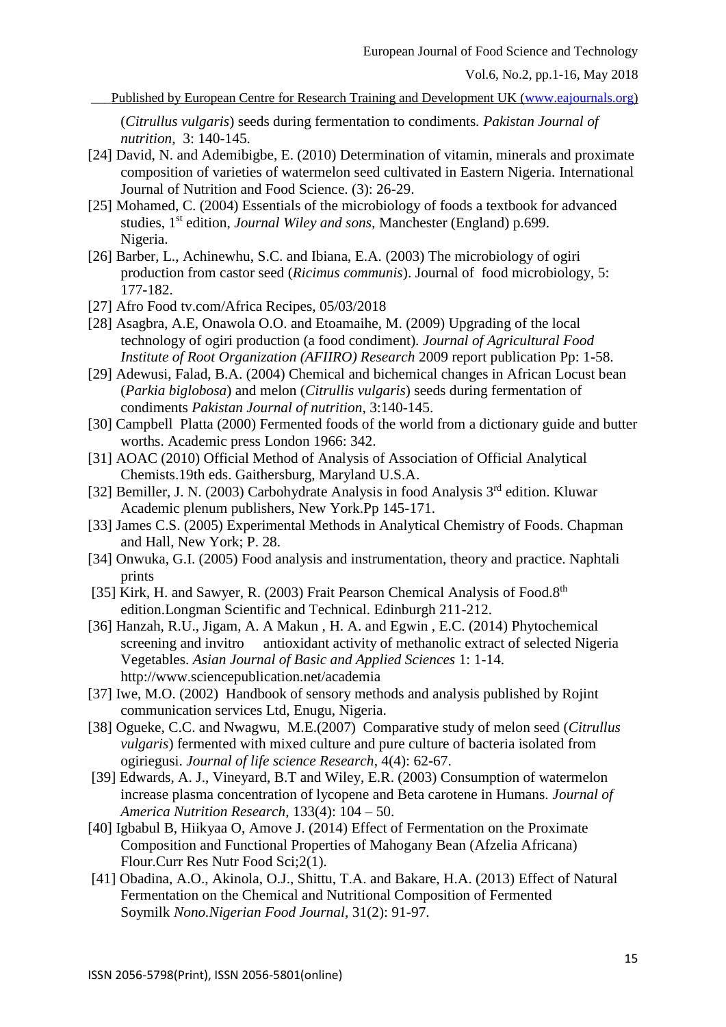(*Citrullus vulgaris*) seeds during fermentation to condiments. *Pakistan Journal of nutrition*, 3: 140-145.

[24] David, N. and Ademibigbe, E. (2010) Determination of vitamin, minerals and proximate composition of varieties of watermelon seed cultivated in Eastern Nigeria. International Journal of Nutrition and Food Science. (3): 26-29.

[25] Mohamed, C. (2004) Essentials of the microbiology of foods a textbook for advanced studies, 1st edition, *Journal Wiley and sons*, Manchester (England) p.699. Nigeria.

[26] Barber, L., Achinewhu, S.C. and Ibiana, E.A. (2003) The microbiology of ogiri production from castor seed (*Ricimus communis*). Journal of food microbiology, 5: 177-182.

[27] Afro Food tv.com/Africa Recipes, 05/03/2018

[28] Asagbra, A.E, Onawola O.O. and Etoamaihe, M. (2009) Upgrading of the local technology of ogiri production (a food condiment). *Journal of Agricultural Food Institute of Root Organization (AFIIRO) Research* 2009 report publication Pp: 1-58.

[29] Adewusi, Falad, B.A. (2004) Chemical and bichemical changes in African Locust bean (*Parkia biglobosa*) and melon (*Citrullis vulgaris*) seeds during fermentation of condiments *Pakistan Journal of nutrition*, 3:140-145.

[30] Campbell Platta (2000) Fermented foods of the world from a dictionary guide and butter worths. Academic press London 1966: 342.

[31] AOAC (2010) Official Method of Analysis of Association of Official Analytical Chemists.19th eds. Gaithersburg, Maryland U.S.A.

[32] Bemiller, J. N. (2003) Carbohydrate Analysis in food Analysis 3rd edition. Kluwar Academic plenum publishers, New York.Pp 145-171.

[33] James C.S. (2005) Experimental Methods in Analytical Chemistry of Foods. Chapman and Hall, New York; P. 28.

[34] Onwuka, G.I. (2005) Food analysis and instrumentation, theory and practice. Naphtali prints

[35] Kirk, H. and Sawyer, R. (2003) Frait Pearson Chemical Analysis of Food.8th edition.Longman Scientific and Technical. Edinburgh 211-212.

[36] Hanzah, R.U., Jigam, A. A Makun , H. A. and Egwin , E.C. (2014) Phytochemical screening and invitro antioxidant activity of methanolic extract of selected Nigeria Vegetables. *Asian Journal of Basic and Applied Sciences* 1: 1-14. http://www.sciencepublication.net/academia

[37] Iwe, M.O. (2002) Handbook of sensory methods and analysis published by Rojint communication services Ltd, Enugu, Nigeria.

[38] Ogueke, C.C. and Nwagwu, M.E.(2007) Comparative study of melon seed (*Citrullus vulgaris*) fermented with mixed culture and pure culture of bacteria isolated from ogiriegusi. *Journal of life science Research*, 4(4): 62-67.

[39] Edwards, A. J., Vineyard, B.T and Wiley, E.R. (2003) Consumption of watermelon increase plasma concentration of lycopene and Beta carotene in Humans. *Journal of America Nutrition Research*, 133(4): 104 – 50.

[40] Igbabul B, Hiikyaa O, Amove J. (2014) Effect of Fermentation on the Proximate Composition and Functional Properties of Mahogany Bean (Afzelia Africana) Flour.Curr Res Nutr Food Sci;2(1).

[41] Obadina, A.O., Akinola, O.J., Shittu, T.A. and Bakare, H.A. (2013) Effect of Natural Fermentation on the Chemical and Nutritional Composition of Fermented Soymilk *Nono.Nigerian Food Journal*, 31(2): 91-97.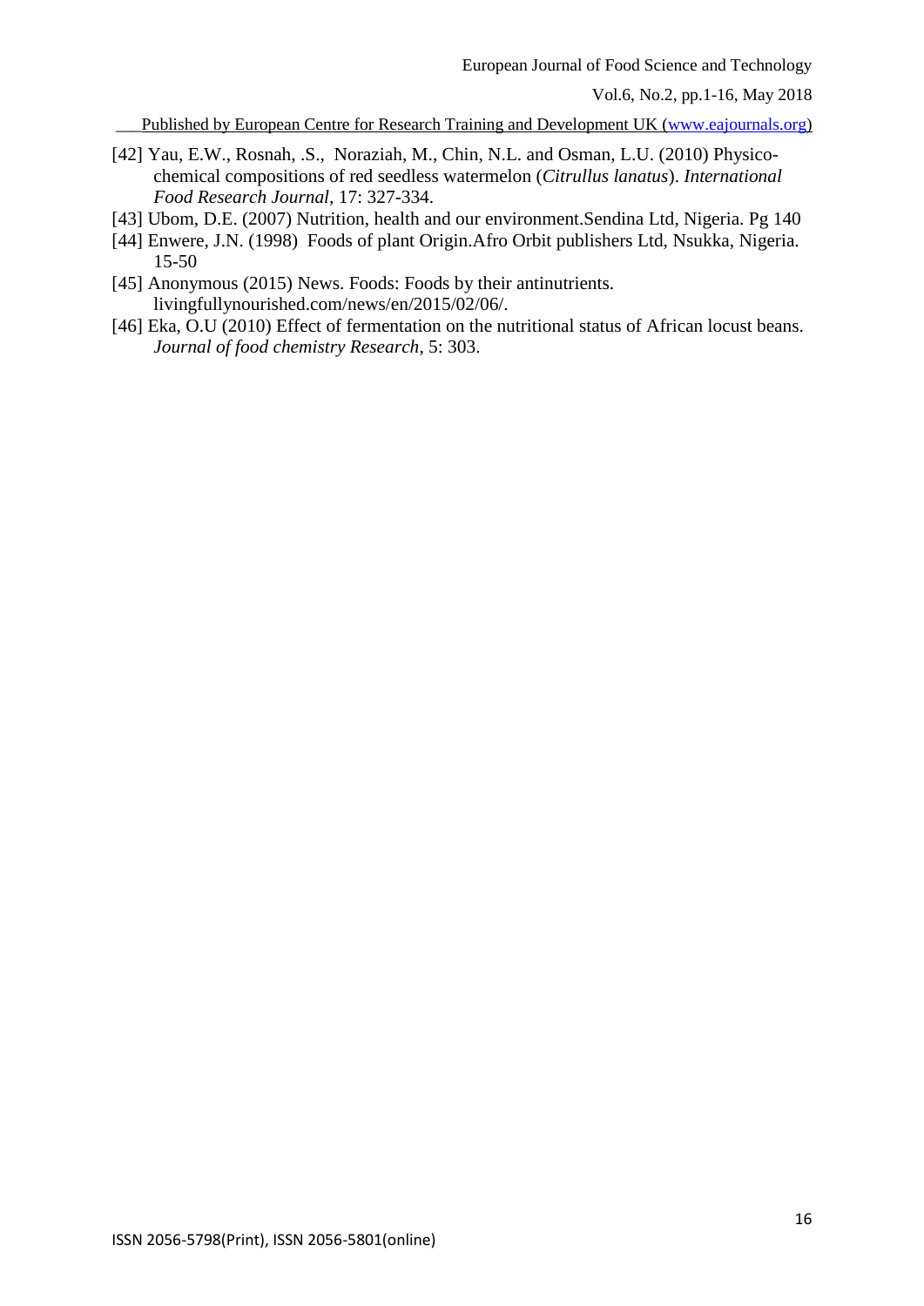[42] Yau, E.W., Rosnah, .S., Noraziah, M., Chin, N.L. and Osman, L.U. (2010) Physico-chemical compositions of red seedless watermelon (*Citrullus lanatus*). *International Food Research Journal*, 17: 327-334.

[43] Ubom, D.E. (2007) Nutrition, health and our environment.Sendina Ltd, Nigeria. Pg 140

[44] Enwere, J.N. (1998) Foods of plant Origin.Afro Orbit publishers Ltd, Nsukka, Nigeria. 15-50

[45] Anonymous (2015) News. Foods: Foods by their antinutrients. livingfullynourished.com/news/en/2015/02/06/.

[46] Eka, O.U (2010) Effect of fermentation on the nutritional status of African locust beans. *Journal of food chemistry Research*, 5: 303.